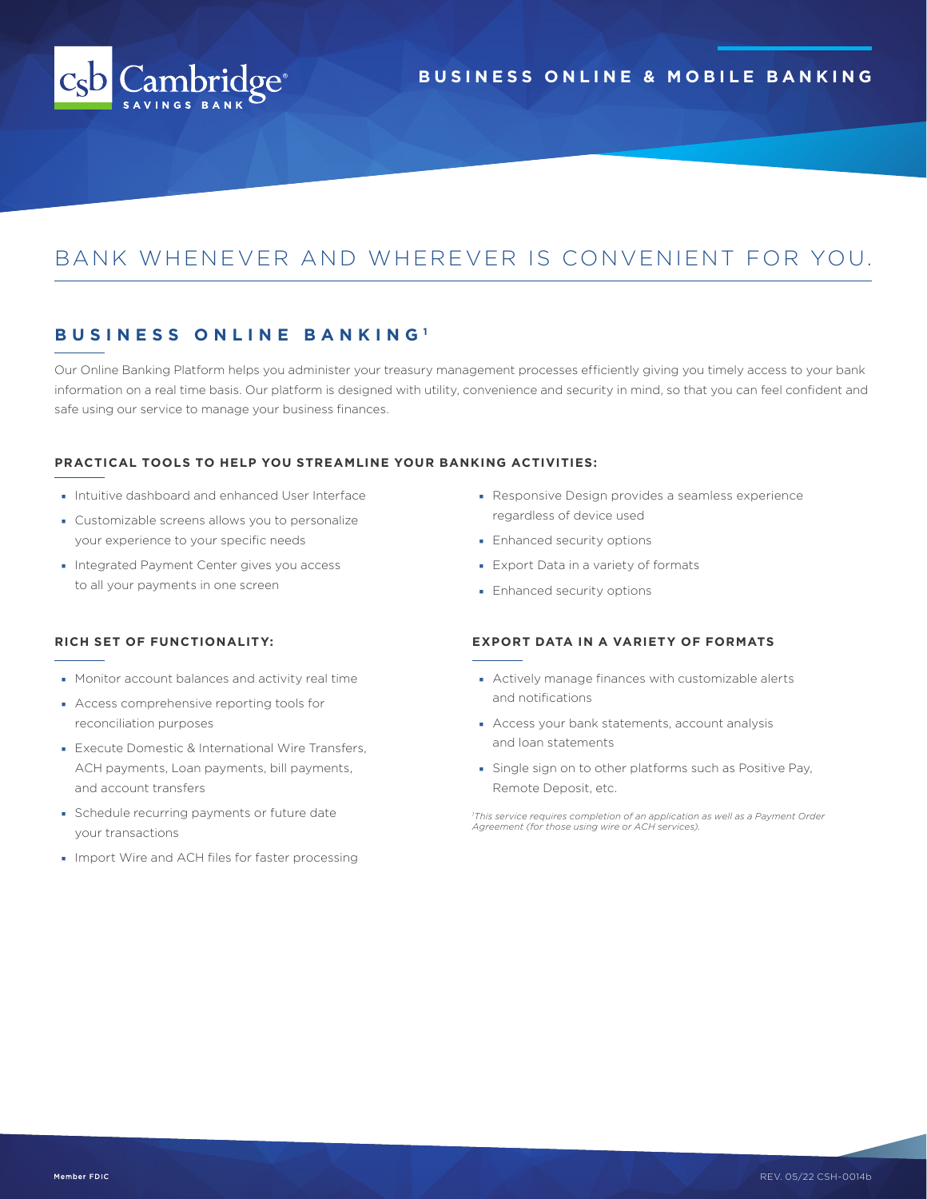# BUSINESS ONLINE & MOBILE BANKING

## BANK WHENEVER AND WHEREVER IS CONVENIENT FOR YOU.

### BUSINESS ONLINE BANKING[1]

Our Online Banking Platform helps you administer your treasury management processes efficiently giving you timely access to your bank information on a real time basis. Our platform is designed with utility, convenience and security in mind, so that you can feel confident and safe using our service to manage your business finances.

#### PRACTICAL TOOLS TO HELP YOU STREAMLINE YOUR BANKING ACTIVITIES:

- Intuitive dashboard and enhanced User Interface
- Customizable screens allows you to personalize your experience to your specific needs
- Integrated Payment Center gives you access to all your payments in one screen
- Responsive Design provides a seamless experience regardless of device used
- Enhanced security options
- Export Data in a variety of formats
- Enhanced security options

#### RICH SET OF FUNCTIONALITY:

- Monitor account balances and activity real time
- Access comprehensive reporting tools for reconciliation purposes
- Execute Domestic & International Wire Transfers, ACH payments, Loan payments, bill payments, and account transfers
- Schedule recurring payments or future date your transactions
- Import Wire and ACH files for faster processing

#### EXPORT DATA IN A VARIETY OF FORMATS

- Actively manage finances with customizable alerts and notifications
- Access your bank statements, account analysis and loan statements
- Single sign on to other platforms such as Positive Pay, Remote Deposit, etc.

*[1]This service requires completion of an application as well as a Payment Order Agreement (for those using wire or ACH services).*

Member FDIC

REV. 05/22 CSH-0014b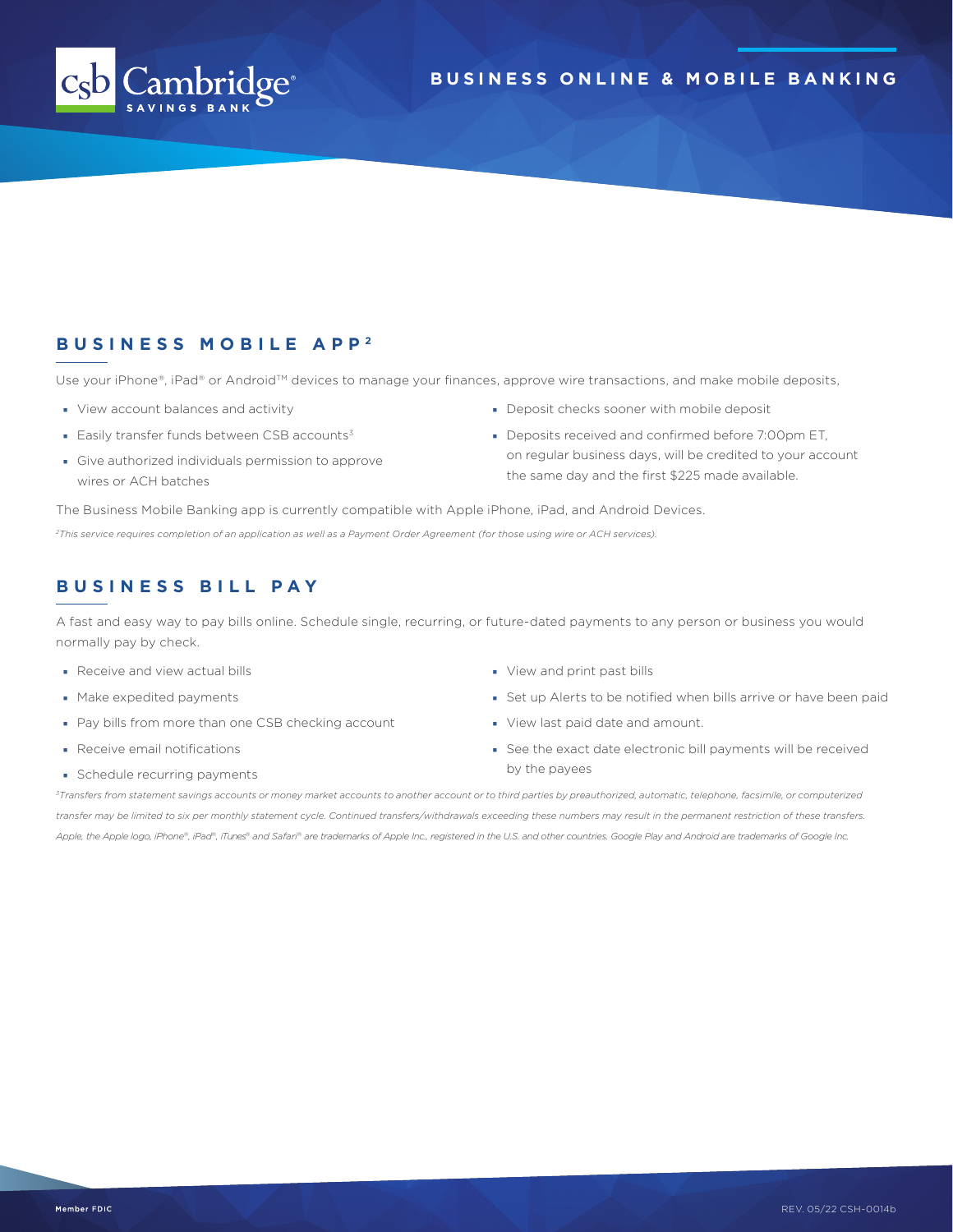## BUSINESS MOBILE APP[2]

Use your iPhone®, iPad® or Android™ devices to manage your finances, approve wire transactions, and make mobile deposits,

- View account balances and activity
- Easily transfer funds between CSB accounts[3]
- Give authorized individuals permission to approve wires or ACH batches
- Deposit checks sooner with mobile deposit
- Deposits received and confirmed before 7:00pm ET, on regular business days, will be credited to your account the same day and the first $225 made available.

The Business Mobile Banking app is currently compatible with Apple iPhone, iPad, and Android Devices.

*[2]This service requires completion of an application as well as a Payment Order Agreement (for those using wire or ACH services).*

## BUSINESS BILL PAY

A fast and easy way to pay bills online. Schedule single, recurring, or future-dated payments to any person or business you would normally pay by check.

- Receive and view actual bills
- Make expedited payments
- Pay bills from more than one CSB checking account
- Receive email notifications
- Schedule recurring payments
- View and print past bills
- Set up Alerts to be notified when bills arrive or have been paid
- View last paid date and amount.
- See the exact date electronic bill payments will be received by the payees

*[3]Transfers from statement savings accounts or money market accounts to another account or to third parties by preauthorized, automatic, telephone, facsimile, or computerized transfer may be limited to six per monthly statement cycle. Continued transfers/withdrawals exceeding these numbers may result in the permanent restriction of these transfers.*

*Apple, the Apple logo, iPhone®, iPad®, iTunes® and Safari® are trademarks of Apple Inc., registered in the U.S. and other countries. Google Play and Android are trademarks of Google Inc.*

Member FDIC

REV. 05/22 CSH-0014b